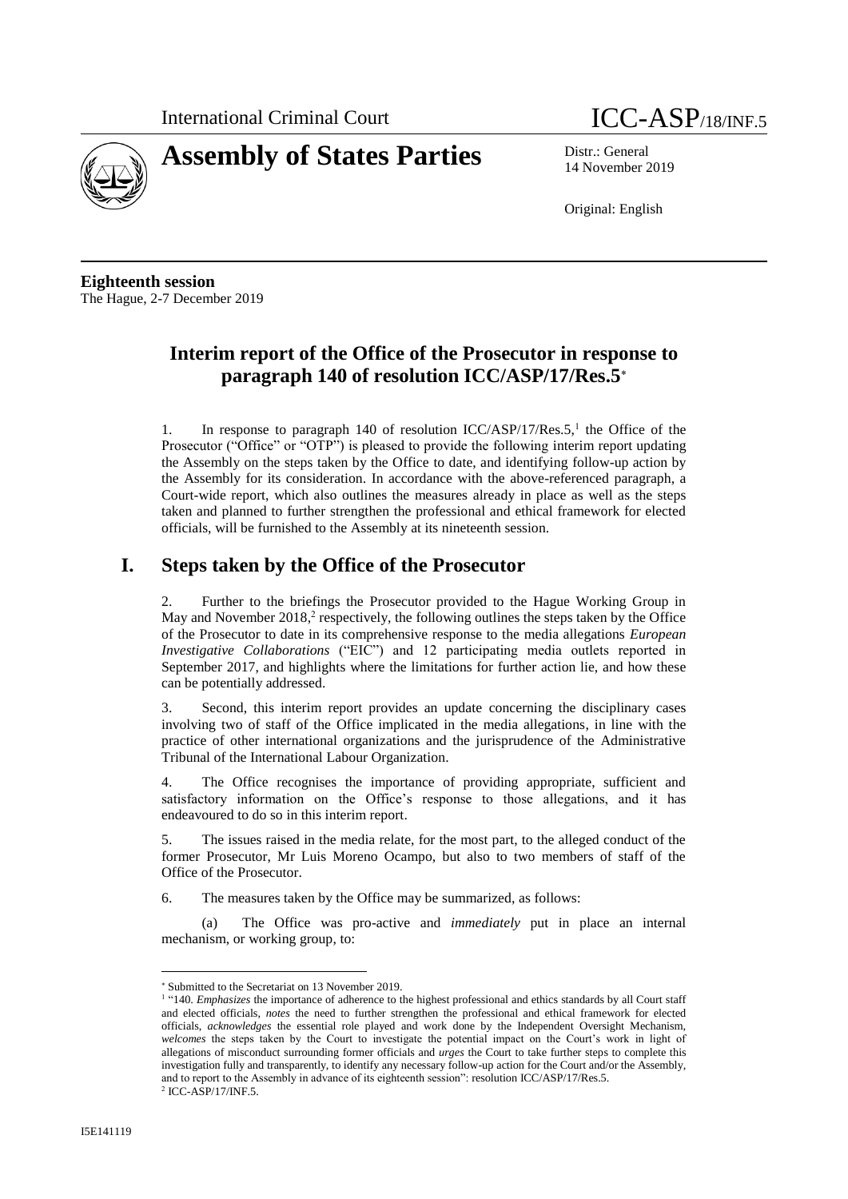International Criminal Court

# ICC-ASP/18/INF.5

# Assembly of States Parties

Distr.: General
14 November 2019

Original: English

**Eighteenth session**
The Hague, 2-7 December 2019

## Interim report of the Office of the Prosecutor in response to paragraph 140 of resolution ICC/ASP/17/Res.5*

1. In response to paragraph 140 of resolution ICC/ASP/17/Res.5,[1] the Office of the Prosecutor ("Office" or "OTP") is pleased to provide the following interim report updating the Assembly on the steps taken by the Office to date, and identifying follow-up action by the Assembly for its consideration. In accordance with the above-referenced paragraph, a Court-wide report, which also outlines the measures already in place as well as the steps taken and planned to further strengthen the professional and ethical framework for elected officials, will be furnished to the Assembly at its nineteenth session.

## I. Steps taken by the Office of the Prosecutor

2. Further to the briefings the Prosecutor provided to the Hague Working Group in May and November 2018,[2] respectively, the following outlines the steps taken by the Office of the Prosecutor to date in its comprehensive response to the media allegations *European Investigative Collaborations* ("EIC") and 12 participating media outlets reported in September 2017, and highlights where the limitations for further action lie, and how these can be potentially addressed.

3. Second, this interim report provides an update concerning the disciplinary cases involving two of staff of the Office implicated in the media allegations, in line with the practice of other international organizations and the jurisprudence of the Administrative Tribunal of the International Labour Organization.

4. The Office recognises the importance of providing appropriate, sufficient and satisfactory information on the Office's response to those allegations, and it has endeavoured to do so in this interim report.

5. The issues raised in the media relate, for the most part, to the alleged conduct of the former Prosecutor, Mr Luis Moreno Ocampo, but also to two members of staff of the Office of the Prosecutor.

6. The measures taken by the Office may be summarized, as follows:

(a) The Office was pro-active and *immediately* put in place an internal mechanism, or working group, to:

---

* Submitted to the Secretariat on 13 November 2019.

[1] "140. *Emphasizes* the importance of adherence to the highest professional and ethics standards by all Court staff and elected officials, *notes* the need to further strengthen the professional and ethical framework for elected officials, *acknowledges* the essential role played and work done by the Independent Oversight Mechanism, *welcomes* the steps taken by the Court to investigate the potential impact on the Court's work in light of allegations of misconduct surrounding former officials and *urges* the Court to take further steps to complete this investigation fully and transparently, to identify any necessary follow-up action for the Court and/or the Assembly, and to report to the Assembly in advance of its eighteenth session": resolution ICC/ASP/17/Res.5.

[2] ICC-ASP/17/INF.5.

I5E141119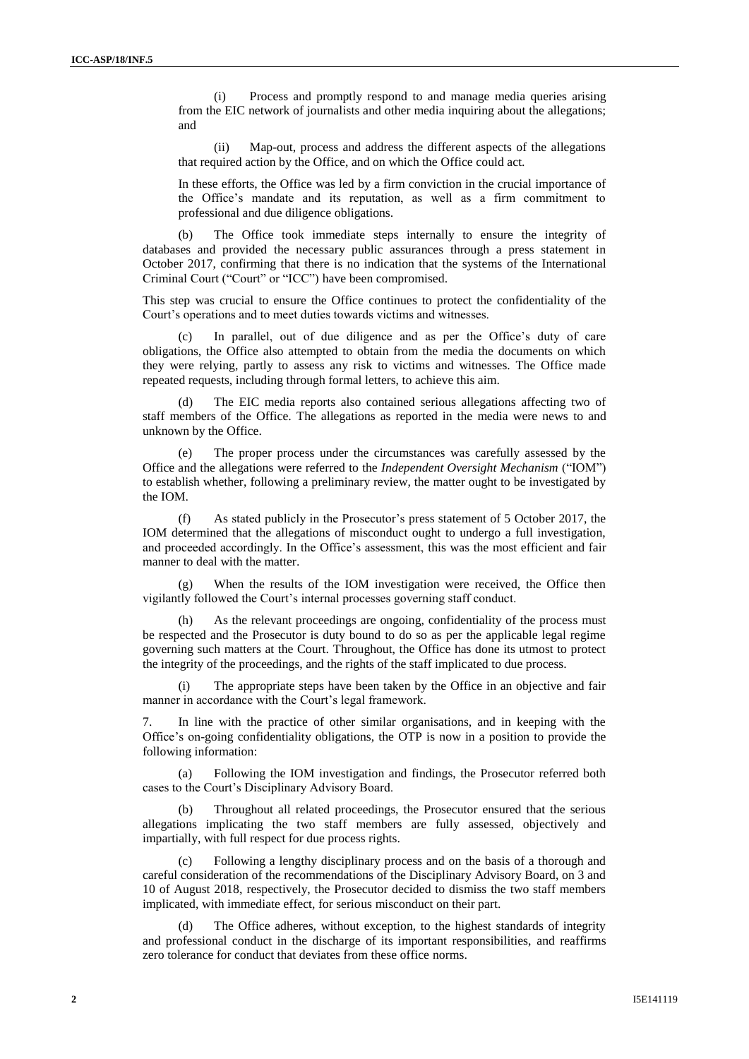(i) Process and promptly respond to and manage media queries arising from the EIC network of journalists and other media inquiring about the allegations; and

(ii) Map-out, process and address the different aspects of the allegations that required action by the Office, and on which the Office could act.

In these efforts, the Office was led by a firm conviction in the crucial importance of the Office's mandate and its reputation, as well as a firm commitment to professional and due diligence obligations.

(b) The Office took immediate steps internally to ensure the integrity of databases and provided the necessary public assurances through a press statement in October 2017, confirming that there is no indication that the systems of the International Criminal Court ("Court" or "ICC") have been compromised.

This step was crucial to ensure the Office continues to protect the confidentiality of the Court's operations and to meet duties towards victims and witnesses.

(c) In parallel, out of due diligence and as per the Office's duty of care obligations, the Office also attempted to obtain from the media the documents on which they were relying, partly to assess any risk to victims and witnesses. The Office made repeated requests, including through formal letters, to achieve this aim.

(d) The EIC media reports also contained serious allegations affecting two of staff members of the Office. The allegations as reported in the media were news to and unknown by the Office.

(e) The proper process under the circumstances was carefully assessed by the Office and the allegations were referred to the *Independent Oversight Mechanism* ("IOM") to establish whether, following a preliminary review, the matter ought to be investigated by the IOM.

(f) As stated publicly in the Prosecutor's press statement of 5 October 2017, the IOM determined that the allegations of misconduct ought to undergo a full investigation, and proceeded accordingly. In the Office's assessment, this was the most efficient and fair manner to deal with the matter.

(g) When the results of the IOM investigation were received, the Office then vigilantly followed the Court's internal processes governing staff conduct.

(h) As the relevant proceedings are ongoing, confidentiality of the process must be respected and the Prosecutor is duty bound to do so as per the applicable legal regime governing such matters at the Court. Throughout, the Office has done its utmost to protect the integrity of the proceedings, and the rights of the staff implicated to due process.

(i) The appropriate steps have been taken by the Office in an objective and fair manner in accordance with the Court's legal framework.

7. In line with the practice of other similar organisations, and in keeping with the Office's on-going confidentiality obligations, the OTP is now in a position to provide the following information:

(a) Following the IOM investigation and findings, the Prosecutor referred both cases to the Court's Disciplinary Advisory Board.

(b) Throughout all related proceedings, the Prosecutor ensured that the serious allegations implicating the two staff members are fully assessed, objectively and impartially, with full respect for due process rights.

(c) Following a lengthy disciplinary process and on the basis of a thorough and careful consideration of the recommendations of the Disciplinary Advisory Board, on 3 and 10 of August 2018, respectively, the Prosecutor decided to dismiss the two staff members implicated, with immediate effect, for serious misconduct on their part.

(d) The Office adheres, without exception, to the highest standards of integrity and professional conduct in the discharge of its important responsibilities, and reaffirms zero tolerance for conduct that deviates from these office norms.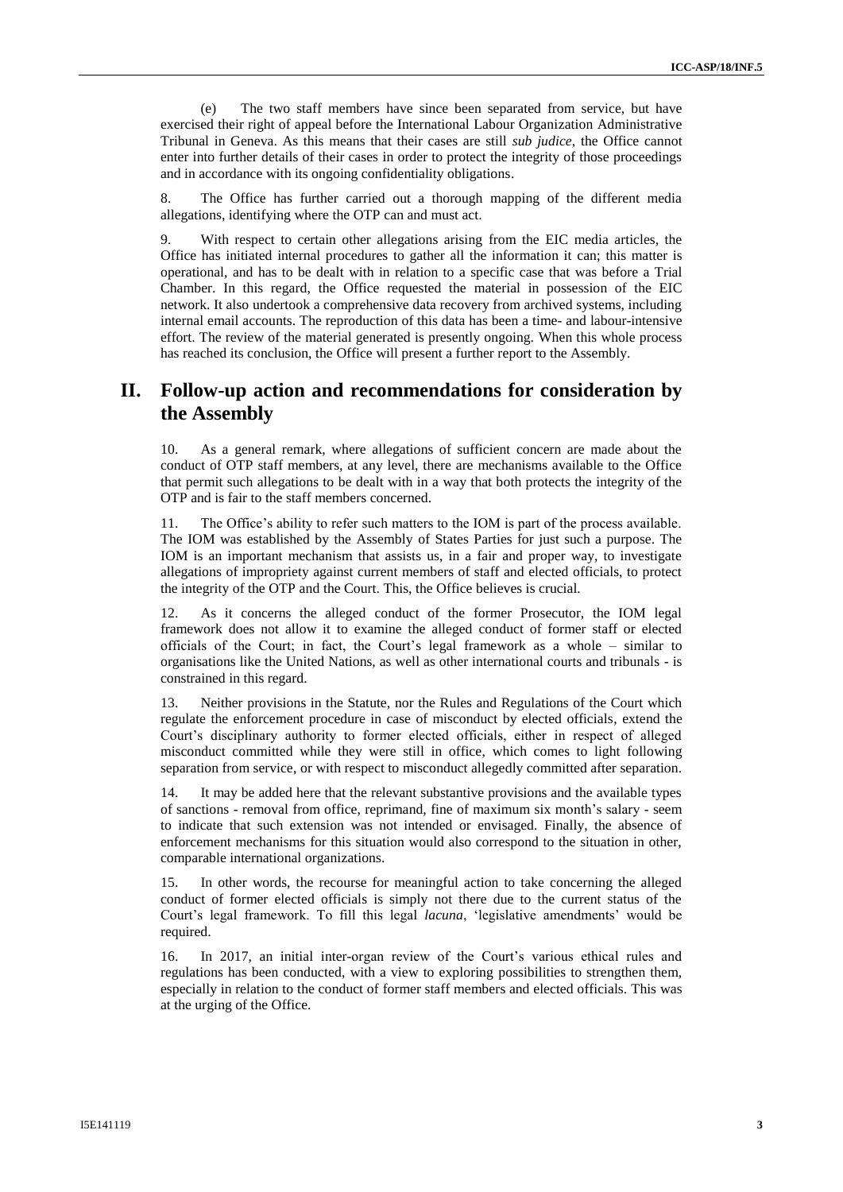(e) The two staff members have since been separated from service, but have exercised their right of appeal before the International Labour Organization Administrative Tribunal in Geneva. As this means that their cases are still *sub judice*, the Office cannot enter into further details of their cases in order to protect the integrity of those proceedings and in accordance with its ongoing confidentiality obligations.

8. The Office has further carried out a thorough mapping of the different media allegations, identifying where the OTP can and must act.

9. With respect to certain other allegations arising from the EIC media articles, the Office has initiated internal procedures to gather all the information it can; this matter is operational, and has to be dealt with in relation to a specific case that was before a Trial Chamber. In this regard, the Office requested the material in possession of the EIC network. It also undertook a comprehensive data recovery from archived systems, including internal email accounts. The reproduction of this data has been a time- and labour-intensive effort. The review of the material generated is presently ongoing. When this whole process has reached its conclusion, the Office will present a further report to the Assembly.

## II. Follow-up action and recommendations for consideration by the Assembly

10. As a general remark, where allegations of sufficient concern are made about the conduct of OTP staff members, at any level, there are mechanisms available to the Office that permit such allegations to be dealt with in a way that both protects the integrity of the OTP and is fair to the staff members concerned.

11. The Office's ability to refer such matters to the IOM is part of the process available. The IOM was established by the Assembly of States Parties for just such a purpose. The IOM is an important mechanism that assists us, in a fair and proper way, to investigate allegations of impropriety against current members of staff and elected officials, to protect the integrity of the OTP and the Court. This, the Office believes is crucial.

12. As it concerns the alleged conduct of the former Prosecutor, the IOM legal framework does not allow it to examine the alleged conduct of former staff or elected officials of the Court; in fact, the Court's legal framework as a whole – similar to organisations like the United Nations, as well as other international courts and tribunals - is constrained in this regard.

13. Neither provisions in the Statute, nor the Rules and Regulations of the Court which regulate the enforcement procedure in case of misconduct by elected officials, extend the Court's disciplinary authority to former elected officials, either in respect of alleged misconduct committed while they were still in office, which comes to light following separation from service, or with respect to misconduct allegedly committed after separation.

14. It may be added here that the relevant substantive provisions and the available types of sanctions - removal from office, reprimand, fine of maximum six month's salary - seem to indicate that such extension was not intended or envisaged. Finally, the absence of enforcement mechanisms for this situation would also correspond to the situation in other, comparable international organizations.

15. In other words, the recourse for meaningful action to take concerning the alleged conduct of former elected officials is simply not there due to the current status of the Court's legal framework. To fill this legal *lacuna*, 'legislative amendments' would be required.

16. In 2017, an initial inter-organ review of the Court's various ethical rules and regulations has been conducted, with a view to exploring possibilities to strengthen them, especially in relation to the conduct of former staff members and elected officials. This was at the urging of the Office.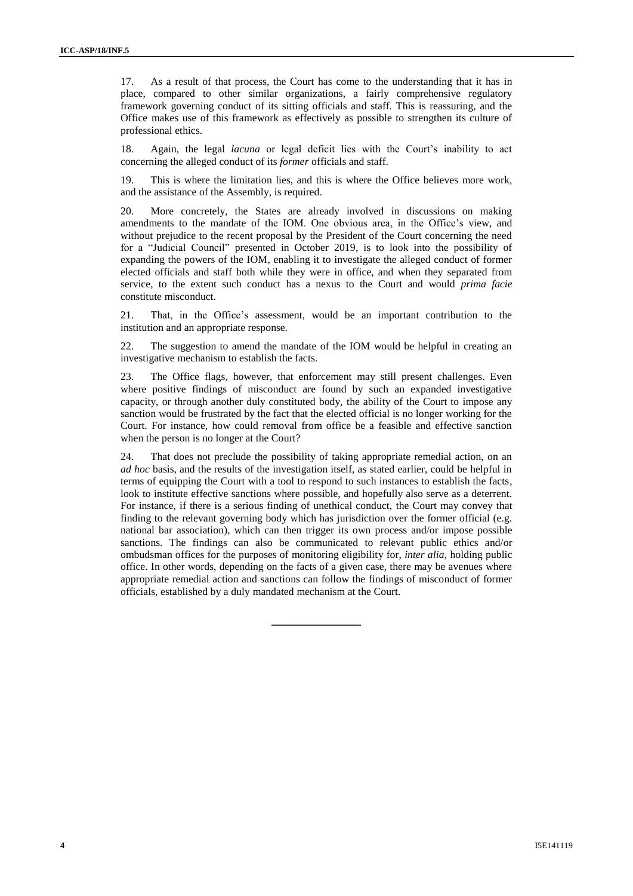17. As a result of that process, the Court has come to the understanding that it has in place, compared to other similar organizations, a fairly comprehensive regulatory framework governing conduct of its sitting officials and staff. This is reassuring, and the Office makes use of this framework as effectively as possible to strengthen its culture of professional ethics.

18. Again, the legal *lacuna* or legal deficit lies with the Court's inability to act concerning the alleged conduct of its *former* officials and staff.

19. This is where the limitation lies, and this is where the Office believes more work, and the assistance of the Assembly, is required.

20. More concretely, the States are already involved in discussions on making amendments to the mandate of the IOM. One obvious area, in the Office's view, and without prejudice to the recent proposal by the President of the Court concerning the need for a "Judicial Council" presented in October 2019, is to look into the possibility of expanding the powers of the IOM, enabling it to investigate the alleged conduct of former elected officials and staff both while they were in office, and when they separated from service, to the extent such conduct has a nexus to the Court and would *prima facie* constitute misconduct.

21. That, in the Office's assessment, would be an important contribution to the institution and an appropriate response.

22. The suggestion to amend the mandate of the IOM would be helpful in creating an investigative mechanism to establish the facts.

23. The Office flags, however, that enforcement may still present challenges. Even where positive findings of misconduct are found by such an expanded investigative capacity, or through another duly constituted body, the ability of the Court to impose any sanction would be frustrated by the fact that the elected official is no longer working for the Court. For instance, how could removal from office be a feasible and effective sanction when the person is no longer at the Court?

24. That does not preclude the possibility of taking appropriate remedial action, on an *ad hoc* basis, and the results of the investigation itself, as stated earlier, could be helpful in terms of equipping the Court with a tool to respond to such instances to establish the facts, look to institute effective sanctions where possible, and hopefully also serve as a deterrent. For instance, if there is a serious finding of unethical conduct, the Court may convey that finding to the relevant governing body which has jurisdiction over the former official (e.g. national bar association), which can then trigger its own process and/or impose possible sanctions. The findings can also be communicated to relevant public ethics and/or ombudsman offices for the purposes of monitoring eligibility for, *inter alia*, holding public office. In other words, depending on the facts of a given case, there may be avenues where appropriate remedial action and sanctions can follow the findings of misconduct of former officials, established by a duly mandated mechanism at the Court.

\_\_\_\_\_\_\_\_\_\_\_\_\_\_\_\_